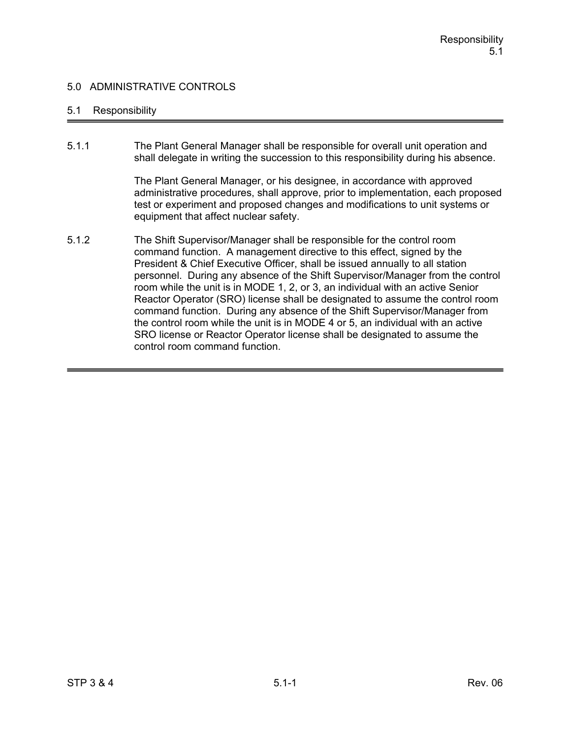# 5.0 ADMINISTRATIVE CONTROLS

## 5.1 Responsibility

5.1.1 The Plant General Manager shall be responsible for overall unit operation and shall delegate in writing the succession to this responsibility during his absence.

The Plant General Manager, or his designee, in accordance with approved administrative procedures, shall approve, prior to implementation, each proposed test or experiment and proposed changes and modifications to unit systems or equipment that affect nuclear safety.

5.1.2 The Shift Supervisor/Manager shall be responsible for the control room command function. A management directive to this effect, signed by the President & Chief Executive Officer, shall be issued annually to all station personnel. During any absence of the Shift Supervisor/Manager from the control room while the unit is in MODE 1, 2, or 3, an individual with an active Senior Reactor Operator (SRO) license shall be designated to assume the control room command function. During any absence of the Shift Supervisor/Manager from the control room while the unit is in MODE 4 or 5, an individual with an active SRO license or Reactor Operator license shall be designated to assume the control room command function.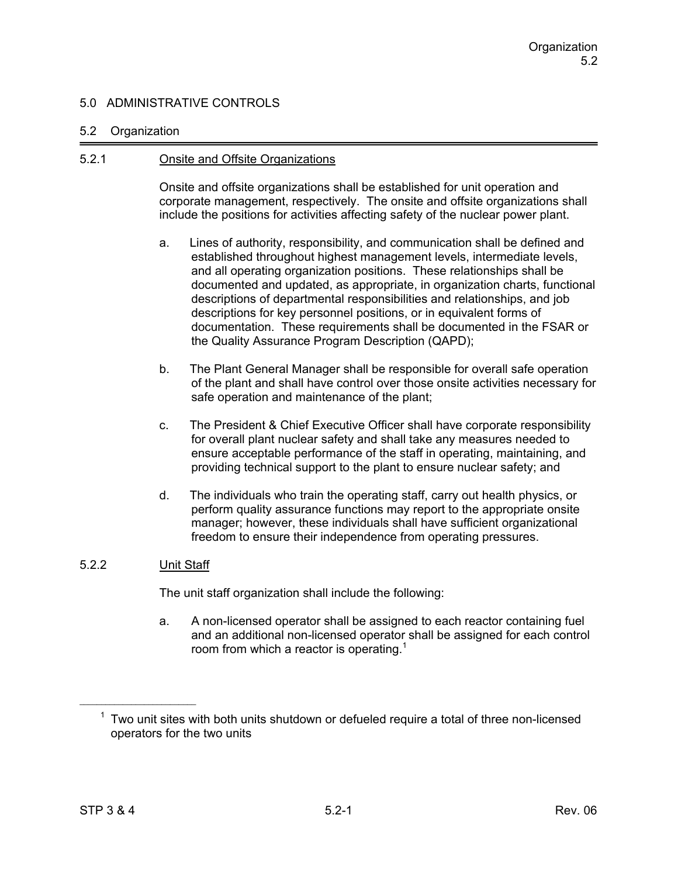# 5.0 ADMINISTRATIVE CONTROLS

## 5.2 Organization

### 5.2.1 Onsite and Offsite Organizations

Onsite and offsite organizations shall be established for unit operation and corporate management, respectively. The onsite and offsite organizations shall include the positions for activities affecting safety of the nuclear power plant.

a. Lines of authority, responsibility, and communication shall be defined and established throughout highest management levels, intermediate levels, and all operating organization positions. These relationships shall be documented and updated, as appropriate, in organization charts, functional descriptions of departmental responsibilities and relationships, and job descriptions for key personnel positions, or in equivalent forms of documentation. These requirements shall be documented in the FSAR or the Quality Assurance Program Description (QAPD);

b. The Plant General Manager shall be responsible for overall safe operation of the plant and shall have control over those onsite activities necessary for safe operation and maintenance of the plant;

c. The President & Chief Executive Officer shall have corporate responsibility for overall plant nuclear safety and shall take any measures needed to ensure acceptable performance of the staff in operating, maintaining, and providing technical support to the plant to ensure nuclear safety; and

d. The individuals who train the operating staff, carry out health physics, or perform quality assurance functions may report to the appropriate onsite manager; however, these individuals shall have sufficient organizational freedom to ensure their independence from operating pressures.

### 5.2.2 Unit Staff

The unit staff organization shall include the following:

a. A non-licensed operator shall be assigned to each reactor containing fuel and an additional non-licensed operator shall be assigned for each control room from which a reactor is operating.[1]

---

[1] Two unit sites with both units shutdown or defueled require a total of three non-licensed operators for the two units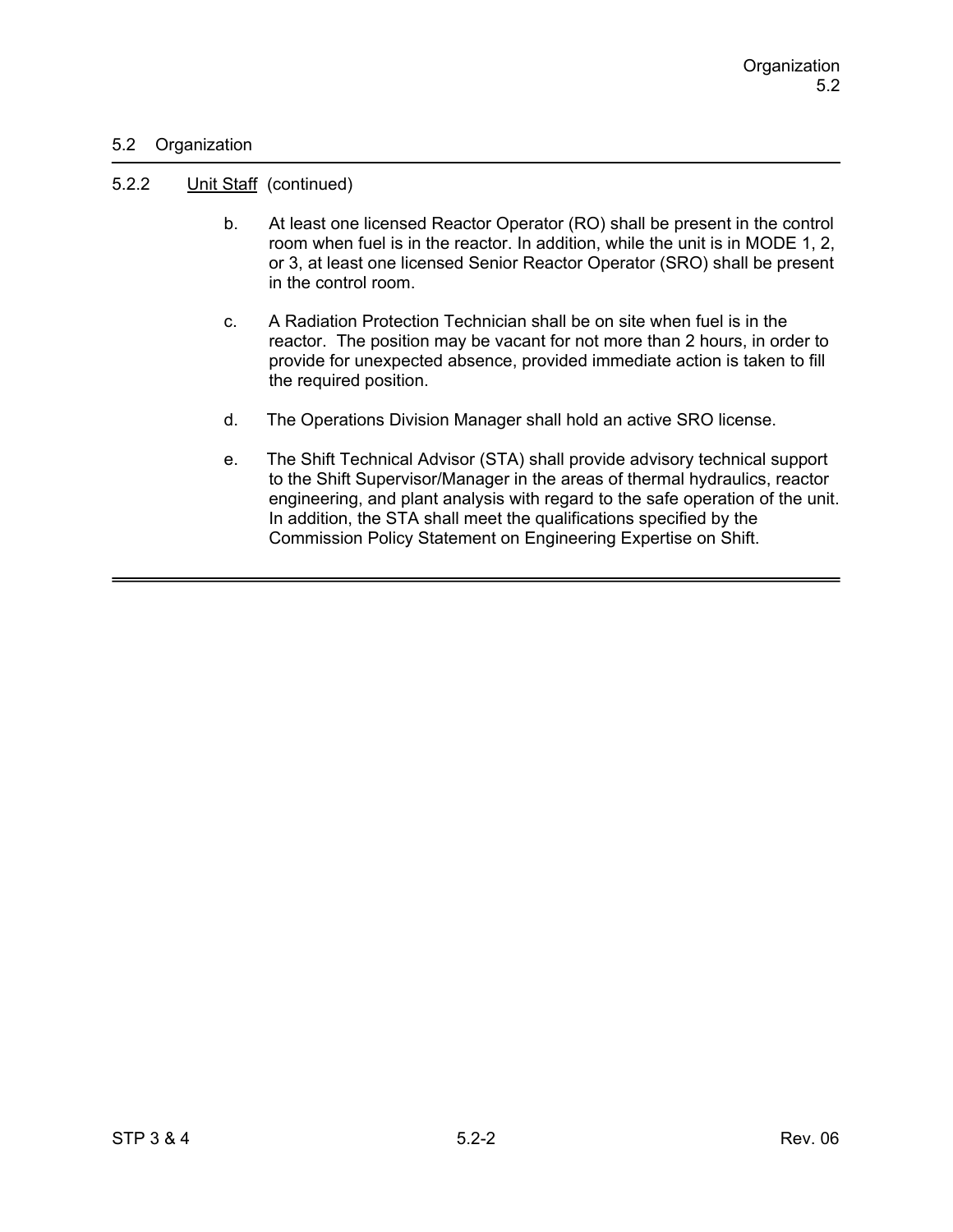## 5.2 Organization

### 5.2.2 Unit Staff (continued)

b. At least one licensed Reactor Operator (RO) shall be present in the control room when fuel is in the reactor. In addition, while the unit is in MODE 1, 2, or 3, at least one licensed Senior Reactor Operator (SRO) shall be present in the control room.

c. A Radiation Protection Technician shall be on site when fuel is in the reactor. The position may be vacant for not more than 2 hours, in order to provide for unexpected absence, provided immediate action is taken to fill the required position.

d. The Operations Division Manager shall hold an active SRO license.

e. The Shift Technical Advisor (STA) shall provide advisory technical support to the Shift Supervisor/Manager in the areas of thermal hydraulics, reactor engineering, and plant analysis with regard to the safe operation of the unit. In addition, the STA shall meet the qualifications specified by the Commission Policy Statement on Engineering Expertise on Shift.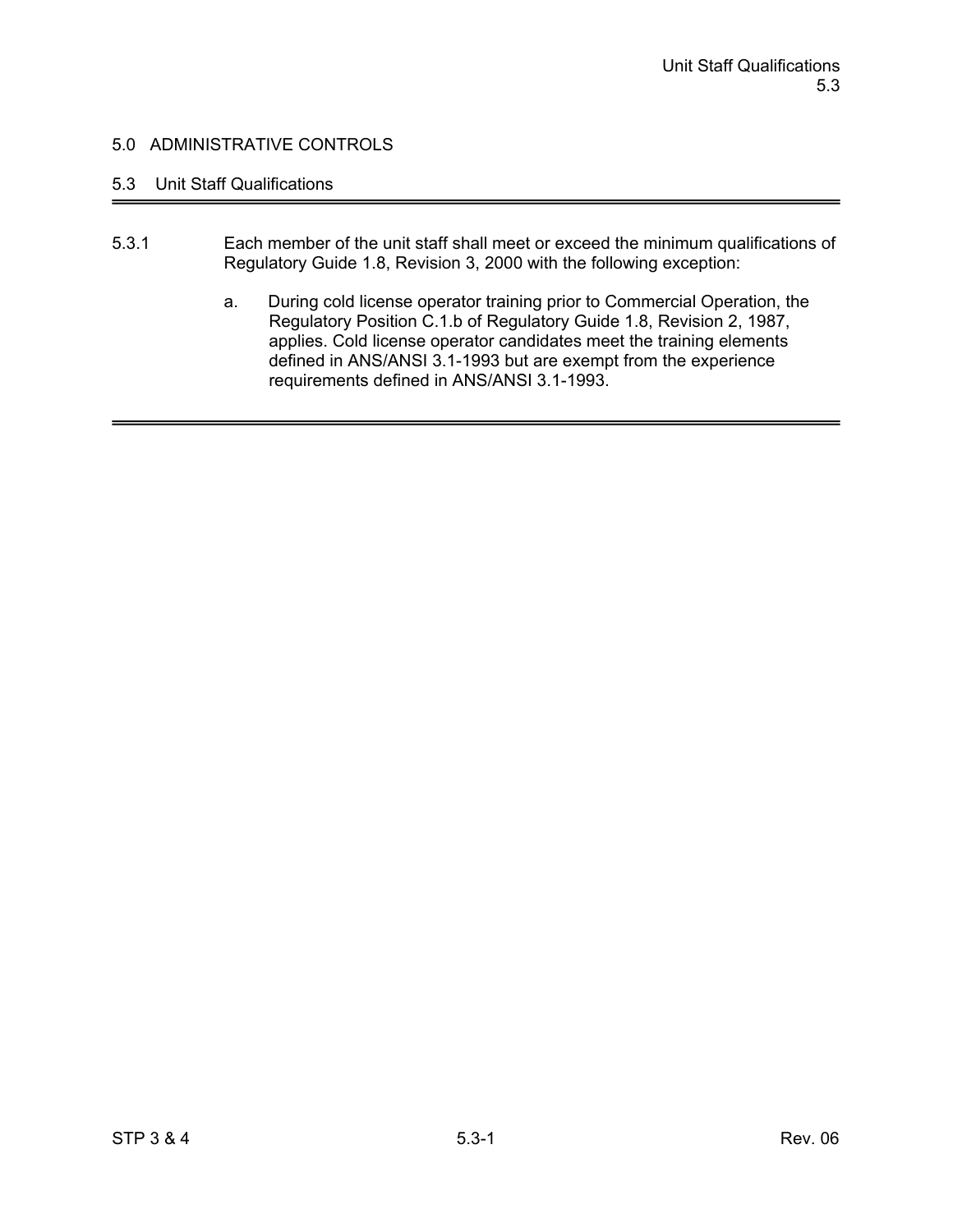# 5.0 ADMINISTRATIVE CONTROLS

## 5.3 Unit Staff Qualifications

5.3.1 Each member of the unit staff shall meet or exceed the minimum qualifications of Regulatory Guide 1.8, Revision 3, 2000 with the following exception:

a. During cold license operator training prior to Commercial Operation, the Regulatory Position C.1.b of Regulatory Guide 1.8, Revision 2, 1987, applies. Cold license operator candidates meet the training elements defined in ANS/ANSI 3.1-1993 but are exempt from the experience requirements defined in ANS/ANSI 3.1-1993.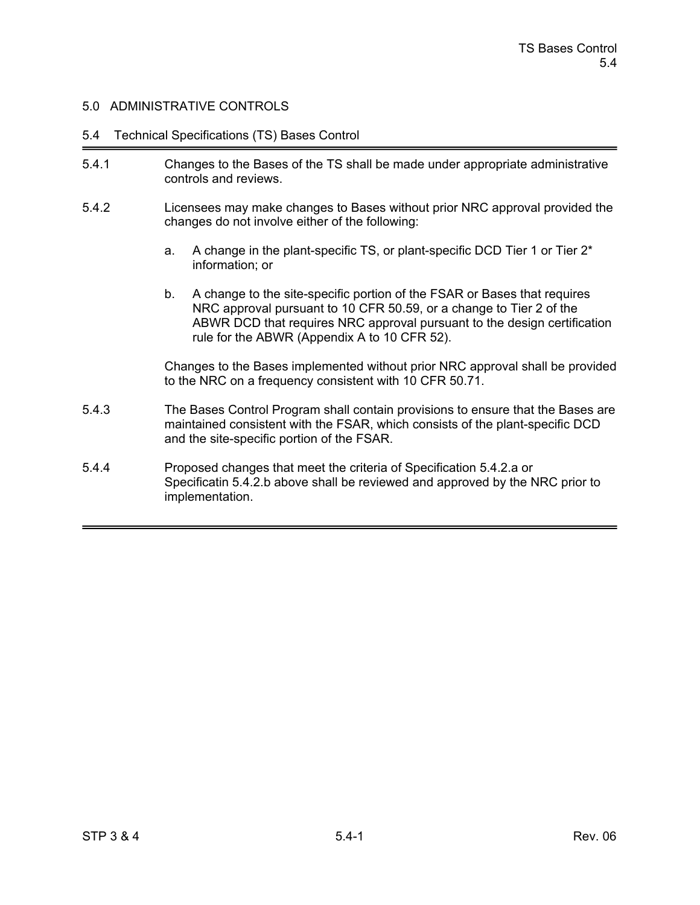## 5.0 ADMINISTRATIVE CONTROLS

### 5.4 Technical Specifications (TS) Bases Control

5.4.1 Changes to the Bases of the TS shall be made under appropriate administrative controls and reviews.

5.4.2 Licensees may make changes to Bases without prior NRC approval provided the changes do not involve either of the following:

a. A change in the plant-specific TS, or plant-specific DCD Tier 1 or Tier 2* information; or

b. A change to the site-specific portion of the FSAR or Bases that requires NRC approval pursuant to 10 CFR 50.59, or a change to Tier 2 of the ABWR DCD that requires NRC approval pursuant to the design certification rule for the ABWR (Appendix A to 10 CFR 52).

Changes to the Bases implemented without prior NRC approval shall be provided to the NRC on a frequency consistent with 10 CFR 50.71.

5.4.3 The Bases Control Program shall contain provisions to ensure that the Bases are maintained consistent with the FSAR, which consists of the plant-specific DCD and the site-specific portion of the FSAR.

5.4.4 Proposed changes that meet the criteria of Specification 5.4.2.a or Specificatin 5.4.2.b above shall be reviewed and approved by the NRC prior to implementation.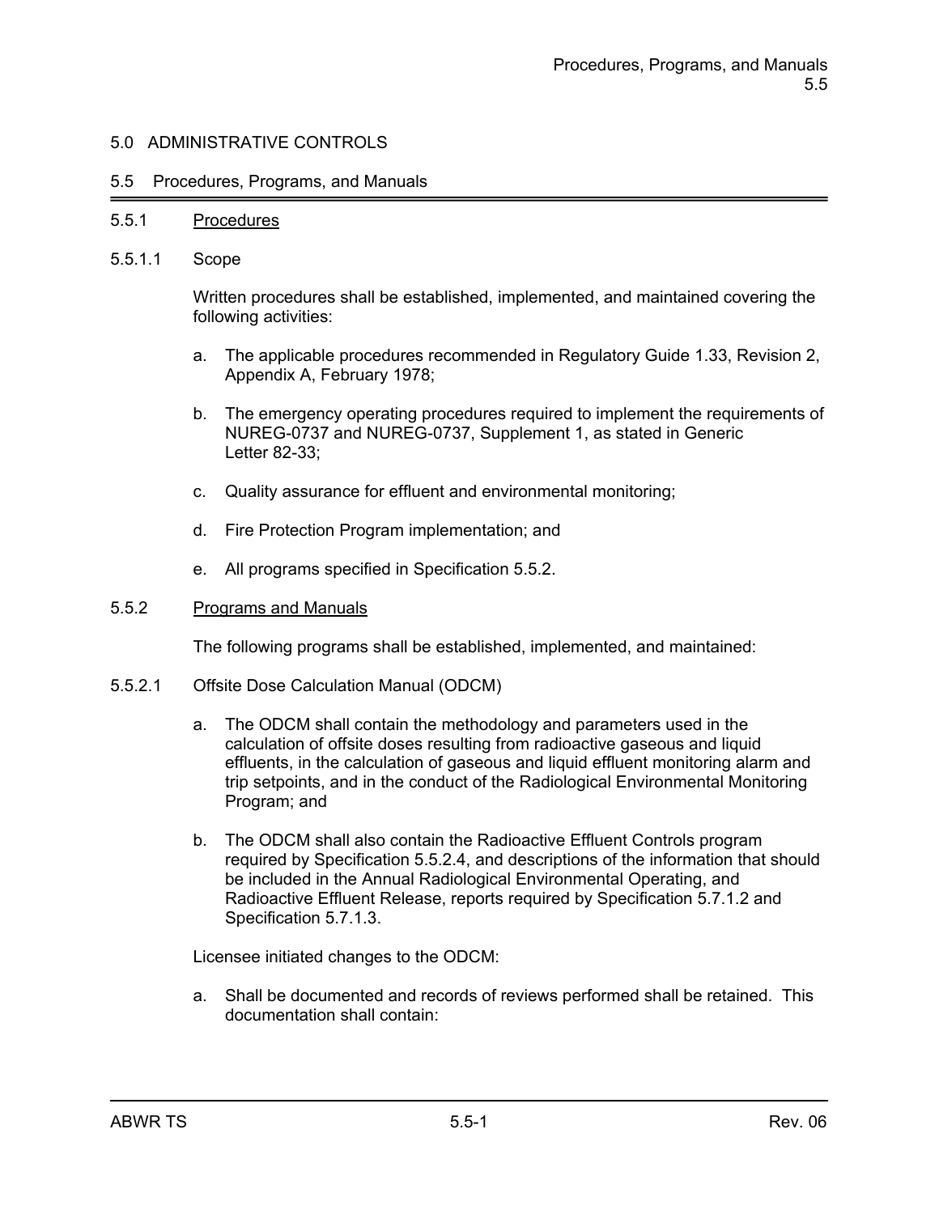## 5.0 ADMINISTRATIVE CONTROLS

### 5.5 Procedures, Programs, and Manuals

5.5.1 Procedures

5.5.1.1 Scope

Written procedures shall be established, implemented, and maintained covering the following activities:

a. The applicable procedures recommended in Regulatory Guide 1.33, Revision 2, Appendix A, February 1978;

b. The emergency operating procedures required to implement the requirements of NUREG-0737 and NUREG-0737, Supplement 1, as stated in Generic Letter 82-33;

c. Quality assurance for effluent and environmental monitoring;

d. Fire Protection Program implementation; and

e. All programs specified in Specification 5.5.2.

5.5.2 Programs and Manuals

The following programs shall be established, implemented, and maintained:

5.5.2.1 Offsite Dose Calculation Manual (ODCM)

a. The ODCM shall contain the methodology and parameters used in the calculation of offsite doses resulting from radioactive gaseous and liquid effluents, in the calculation of gaseous and liquid effluent monitoring alarm and trip setpoints, and in the conduct of the Radiological Environmental Monitoring Program; and

b. The ODCM shall also contain the Radioactive Effluent Controls program required by Specification 5.5.2.4, and descriptions of the information that should be included in the Annual Radiological Environmental Operating, and Radioactive Effluent Release, reports required by Specification 5.7.1.2 and Specification 5.7.1.3.

Licensee initiated changes to the ODCM:

a. Shall be documented and records of reviews performed shall be retained. This documentation shall contain: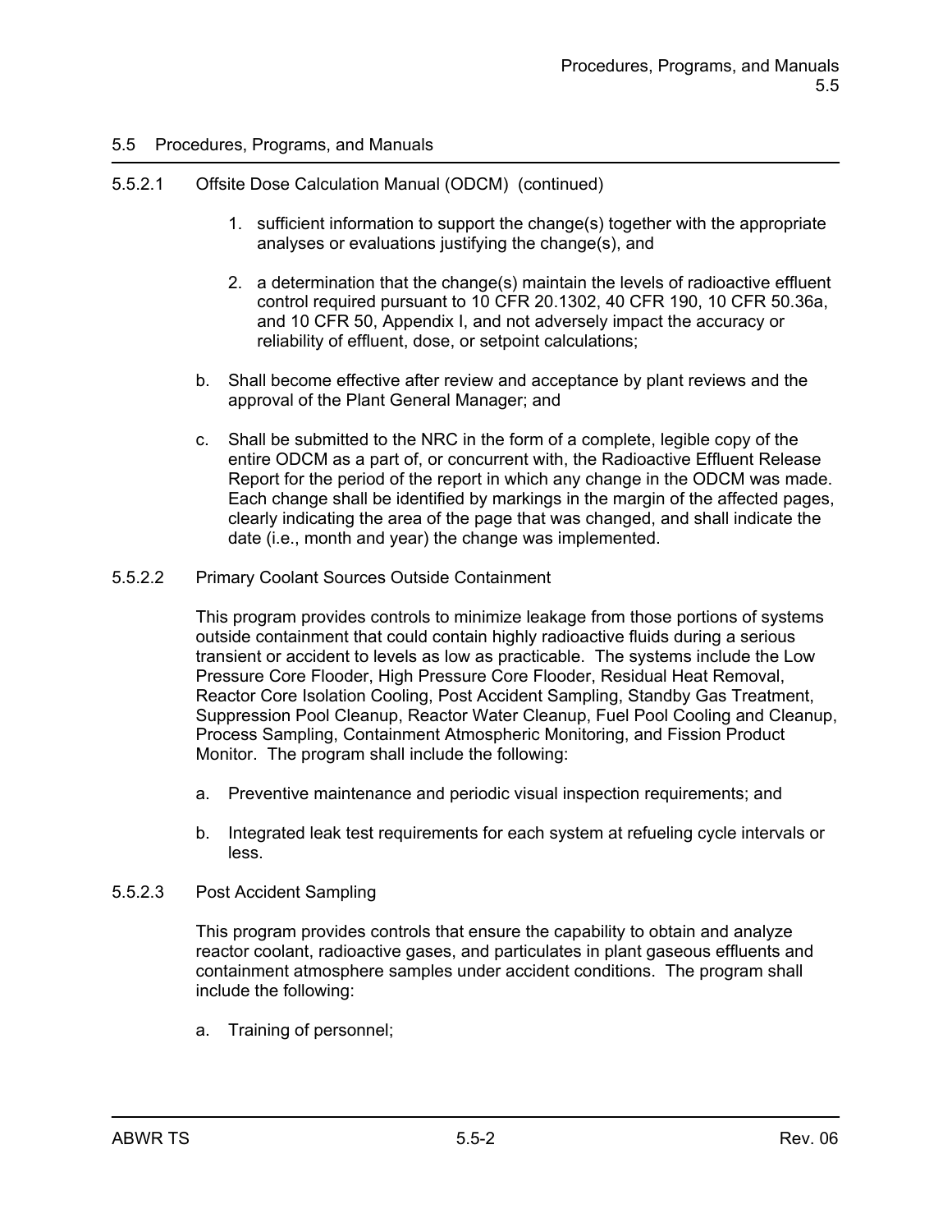## 5.5 Procedures, Programs, and Manuals

5.5.2.1 Offsite Dose Calculation Manual (ODCM) (continued)

1. sufficient information to support the change(s) together with the appropriate analyses or evaluations justifying the change(s), and

2. a determination that the change(s) maintain the levels of radioactive effluent control required pursuant to 10 CFR 20.1302, 40 CFR 190, 10 CFR 50.36a, and 10 CFR 50, Appendix I, and not adversely impact the accuracy or reliability of effluent, dose, or setpoint calculations;

b. Shall become effective after review and acceptance by plant reviews and the approval of the Plant General Manager; and

c. Shall be submitted to the NRC in the form of a complete, legible copy of the entire ODCM as a part of, or concurrent with, the Radioactive Effluent Release Report for the period of the report in which any change in the ODCM was made. Each change shall be identified by markings in the margin of the affected pages, clearly indicating the area of the page that was changed, and shall indicate the date (i.e., month and year) the change was implemented.

### 5.5.2.2 Primary Coolant Sources Outside Containment

This program provides controls to minimize leakage from those portions of systems outside containment that could contain highly radioactive fluids during a serious transient or accident to levels as low as practicable. The systems include the Low Pressure Core Flooder, High Pressure Core Flooder, Residual Heat Removal, Reactor Core Isolation Cooling, Post Accident Sampling, Standby Gas Treatment, Suppression Pool Cleanup, Reactor Water Cleanup, Fuel Pool Cooling and Cleanup, Process Sampling, Containment Atmospheric Monitoring, and Fission Product Monitor. The program shall include the following:

a. Preventive maintenance and periodic visual inspection requirements; and

b. Integrated leak test requirements for each system at refueling cycle intervals or less.

### 5.5.2.3 Post Accident Sampling

This program provides controls that ensure the capability to obtain and analyze reactor coolant, radioactive gases, and particulates in plant gaseous effluents and containment atmosphere samples under accident conditions. The program shall include the following:

a. Training of personnel;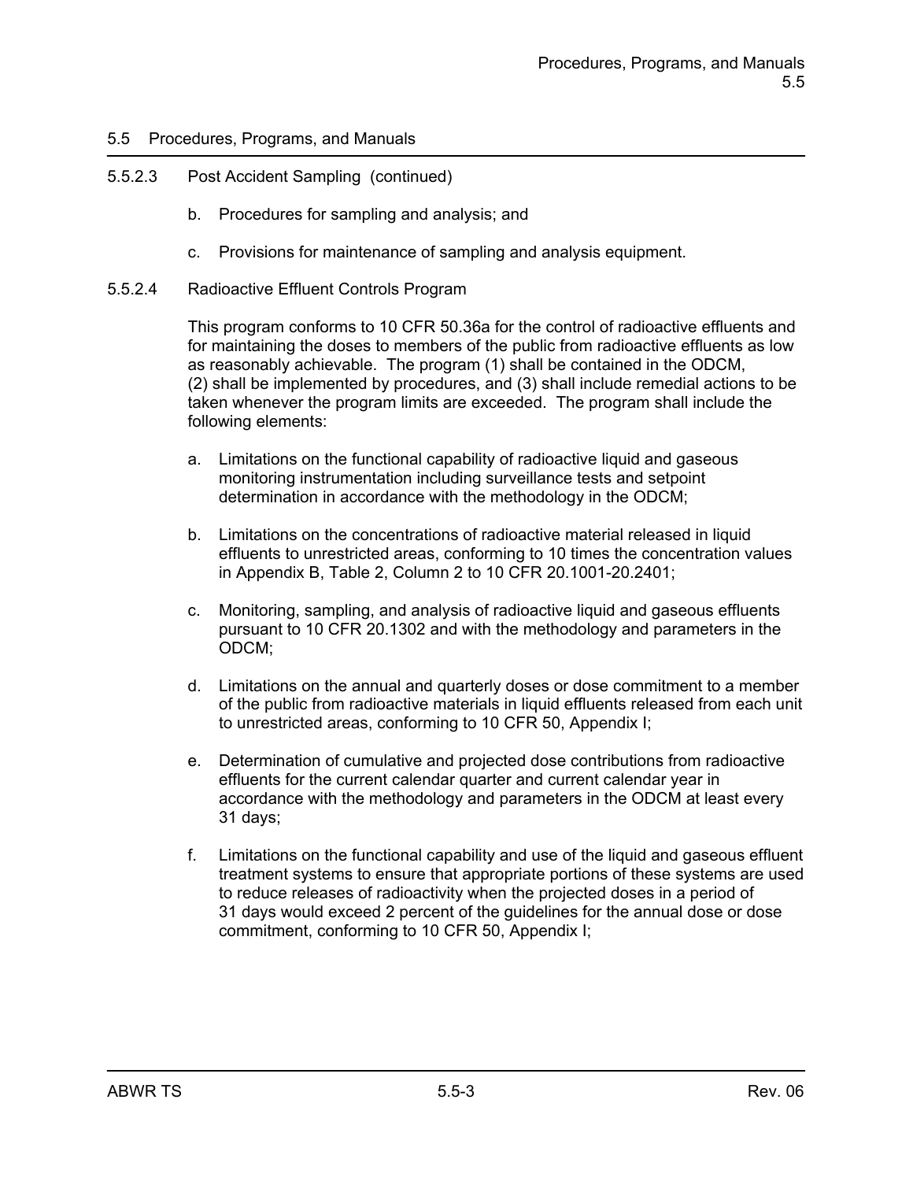## 5.5 Procedures, Programs, and Manuals

5.5.2.3 Post Accident Sampling (continued)

b. Procedures for sampling and analysis; and

c. Provisions for maintenance of sampling and analysis equipment.

5.5.2.4 Radioactive Effluent Controls Program

This program conforms to 10 CFR 50.36a for the control of radioactive effluents and for maintaining the doses to members of the public from radioactive effluents as low as reasonably achievable. The program (1) shall be contained in the ODCM, (2) shall be implemented by procedures, and (3) shall include remedial actions to be taken whenever the program limits are exceeded. The program shall include the following elements:

a. Limitations on the functional capability of radioactive liquid and gaseous monitoring instrumentation including surveillance tests and setpoint determination in accordance with the methodology in the ODCM;

b. Limitations on the concentrations of radioactive material released in liquid effluents to unrestricted areas, conforming to 10 times the concentration values in Appendix B, Table 2, Column 2 to 10 CFR 20.1001-20.2401;

c. Monitoring, sampling, and analysis of radioactive liquid and gaseous effluents pursuant to 10 CFR 20.1302 and with the methodology and parameters in the ODCM;

d. Limitations on the annual and quarterly doses or dose commitment to a member of the public from radioactive materials in liquid effluents released from each unit to unrestricted areas, conforming to 10 CFR 50, Appendix I;

e. Determination of cumulative and projected dose contributions from radioactive effluents for the current calendar quarter and current calendar year in accordance with the methodology and parameters in the ODCM at least every 31 days;

f. Limitations on the functional capability and use of the liquid and gaseous effluent treatment systems to ensure that appropriate portions of these systems are used to reduce releases of radioactivity when the projected doses in a period of 31 days would exceed 2 percent of the guidelines for the annual dose or dose commitment, conforming to 10 CFR 50, Appendix I;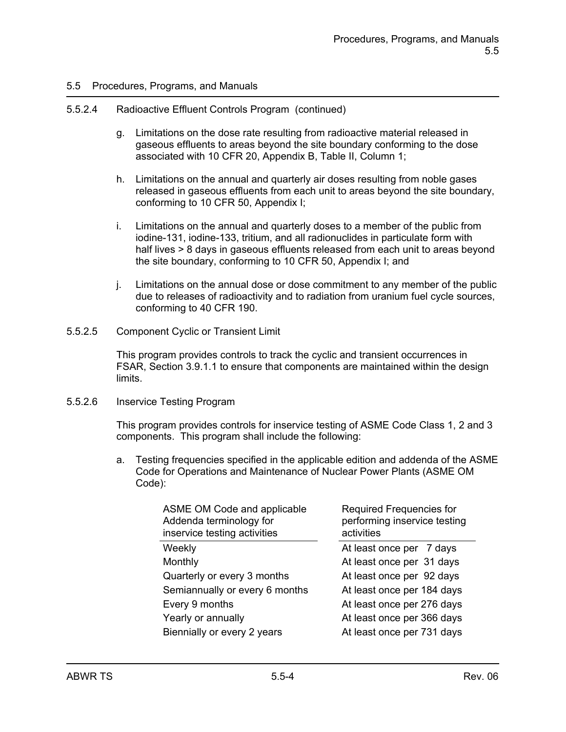5.5 Procedures, Programs, and Manuals

5.5.2.4 Radioactive Effluent Controls Program (continued)

g. Limitations on the dose rate resulting from radioactive material released in gaseous effluents to areas beyond the site boundary conforming to the dose associated with 10 CFR 20, Appendix B, Table II, Column 1;

h. Limitations on the annual and quarterly air doses resulting from noble gases released in gaseous effluents from each unit to areas beyond the site boundary, conforming to 10 CFR 50, Appendix I;

i. Limitations on the annual and quarterly doses to a member of the public from iodine-131, iodine-133, tritium, and all radionuclides in particulate form with half lives > 8 days in gaseous effluents released from each unit to areas beyond the site boundary, conforming to 10 CFR 50, Appendix I; and

j. Limitations on the annual dose or dose commitment to any member of the public due to releases of radioactivity and to radiation from uranium fuel cycle sources, conforming to 40 CFR 190.

5.5.2.5 Component Cyclic or Transient Limit

This program provides controls to track the cyclic and transient occurrences in FSAR, Section 3.9.1.1 to ensure that components are maintained within the design limits.

5.5.2.6 Inservice Testing Program

This program provides controls for inservice testing of ASME Code Class 1, 2 and 3 components. This program shall include the following:

a. Testing frequencies specified in the applicable edition and addenda of the ASME Code for Operations and Maintenance of Nuclear Power Plants (ASME OM Code):

| ASME OM Code and applicable Addenda terminology for inservice testing activities | Required Frequencies for performing inservice testing activities |
|---|---|
| Weekly | At least once per 7 days |
| Monthly | At least once per 31 days |
| Quarterly or every 3 months | At least once per 92 days |
| Semiannually or every 6 months | At least once per 184 days |
| Every 9 months | At least once per 276 days |
| Yearly or annually | At least once per 366 days |
| Biennially or every 2 years | At least once per 731 days |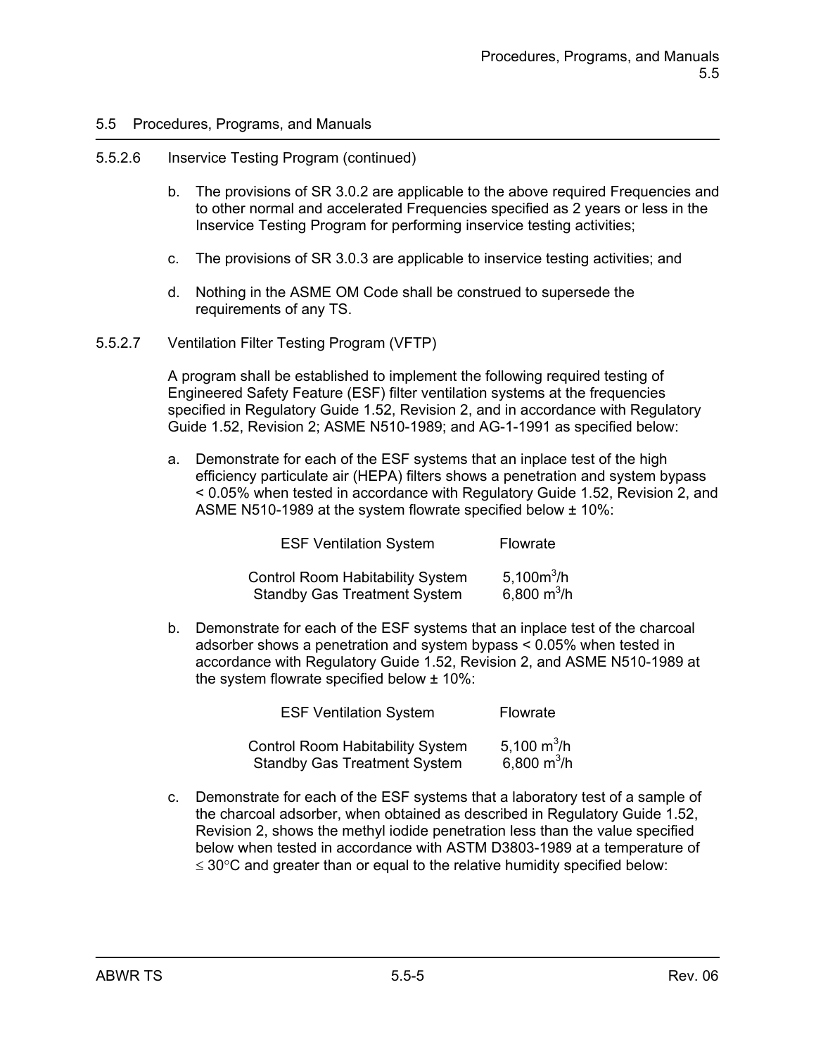## 5.5 Procedures, Programs, and Manuals

5.5.2.6 Inservice Testing Program (continued)

b. The provisions of SR 3.0.2 are applicable to the above required Frequencies and to other normal and accelerated Frequencies specified as 2 years or less in the Inservice Testing Program for performing inservice testing activities;

c. The provisions of SR 3.0.3 are applicable to inservice testing activities; and

d. Nothing in the ASME OM Code shall be construed to supersede the requirements of any TS.

5.5.2.7 Ventilation Filter Testing Program (VFTP)

A program shall be established to implement the following required testing of Engineered Safety Feature (ESF) filter ventilation systems at the frequencies specified in Regulatory Guide 1.52, Revision 2, and in accordance with Regulatory Guide 1.52, Revision 2; ASME N510-1989; and AG-1-1991 as specified below:

a. Demonstrate for each of the ESF systems that an inplace test of the high efficiency particulate air (HEPA) filters shows a penetration and system bypass < 0.05% when tested in accordance with Regulatory Guide 1.52, Revision 2, and ASME N510-1989 at the system flowrate specified below ± 10%:

| ESF Ventilation System | Flowrate |
|---|---|
| Control Room Habitability System | 5,100$m^3$/h |
| Standby Gas Treatment System | 6,800 $m^3$/h |

b. Demonstrate for each of the ESF systems that an inplace test of the charcoal adsorber shows a penetration and system bypass < 0.05% when tested in accordance with Regulatory Guide 1.52, Revision 2, and ASME N510-1989 at the system flowrate specified below ± 10%:

| ESF Ventilation System | Flowrate |
|---|---|
| Control Room Habitability System | 5,100 $m^3$/h |
| Standby Gas Treatment System | 6,800 $m^3$/h |

c. Demonstrate for each of the ESF systems that a laboratory test of a sample of the charcoal adsorber, when obtained as described in Regulatory Guide 1.52, Revision 2, shows the methyl iodide penetration less than the value specified below when tested in accordance with ASTM D3803-1989 at a temperature of $\leq$ 30°C and greater than or equal to the relative humidity specified below: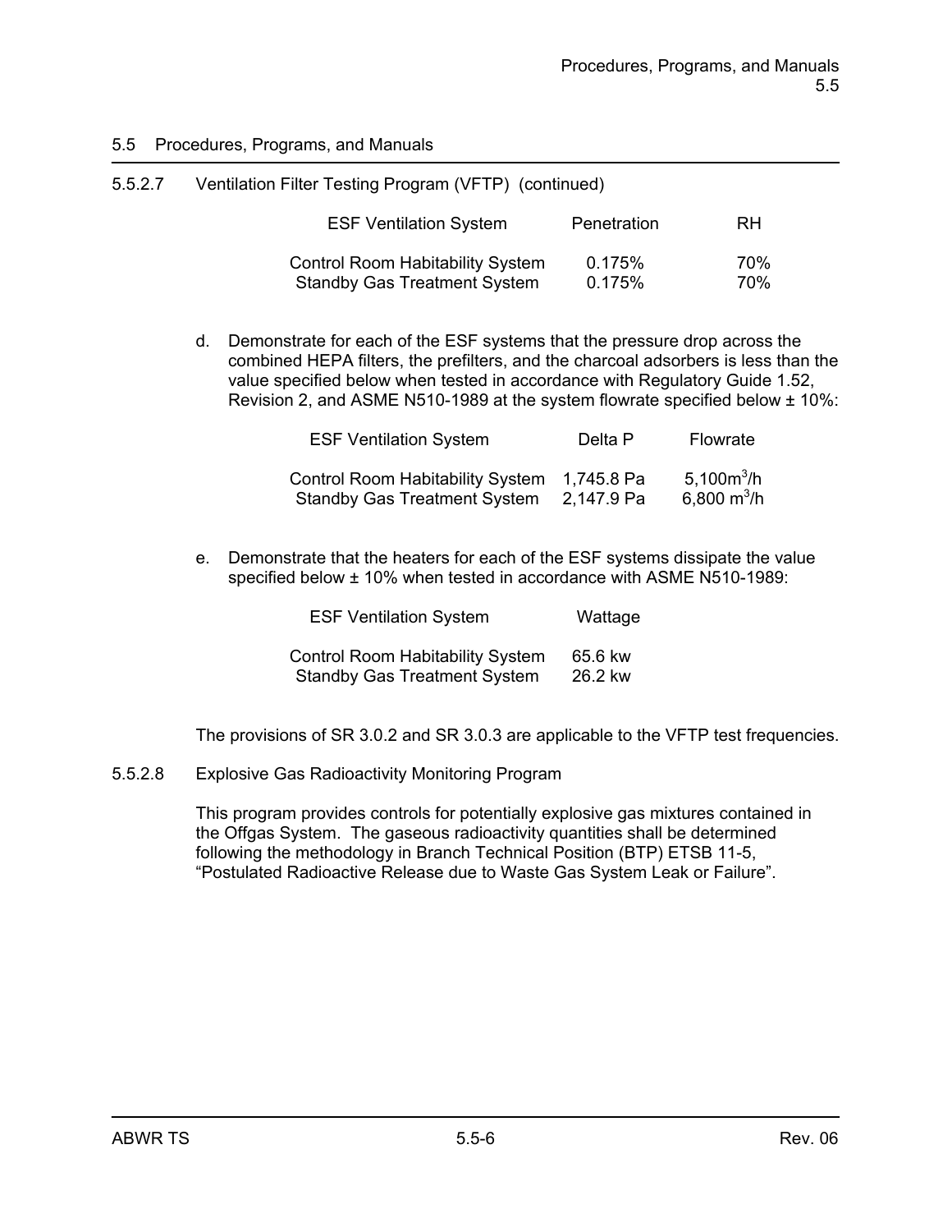## 5.5 Procedures, Programs, and Manuals

5.5.2.7 Ventilation Filter Testing Program (VFTP) (continued)

| ESF Ventilation System | Penetration | RH |
|---|---|---|
| Control Room Habitability System | 0.175% | 70% |
| Standby Gas Treatment System | 0.175% | 70% |

d. Demonstrate for each of the ESF systems that the pressure drop across the combined HEPA filters, the prefilters, and the charcoal adsorbers is less than the value specified below when tested in accordance with Regulatory Guide 1.52, Revision 2, and ASME N510-1989 at the system flowrate specified below ± 10%:

| ESF Ventilation System | Delta P | Flowrate |
|---|---|---|
| Control Room Habitability System | 1,745.8 Pa | 5,100$m^3$/h |
| Standby Gas Treatment System | 2,147.9 Pa | 6,800 $m^3$/h |

e. Demonstrate that the heaters for each of the ESF systems dissipate the value specified below ± 10% when tested in accordance with ASME N510-1989:

| ESF Ventilation System | Wattage |
|---|---|
| Control Room Habitability System | 65.6 kw |
| Standby Gas Treatment System | 26.2 kw |

The provisions of SR 3.0.2 and SR 3.0.3 are applicable to the VFTP test frequencies.

5.5.2.8 Explosive Gas Radioactivity Monitoring Program

This program provides controls for potentially explosive gas mixtures contained in the Offgas System. The gaseous radioactivity quantities shall be determined following the methodology in Branch Technical Position (BTP) ETSB 11-5, "Postulated Radioactive Release due to Waste Gas System Leak or Failure".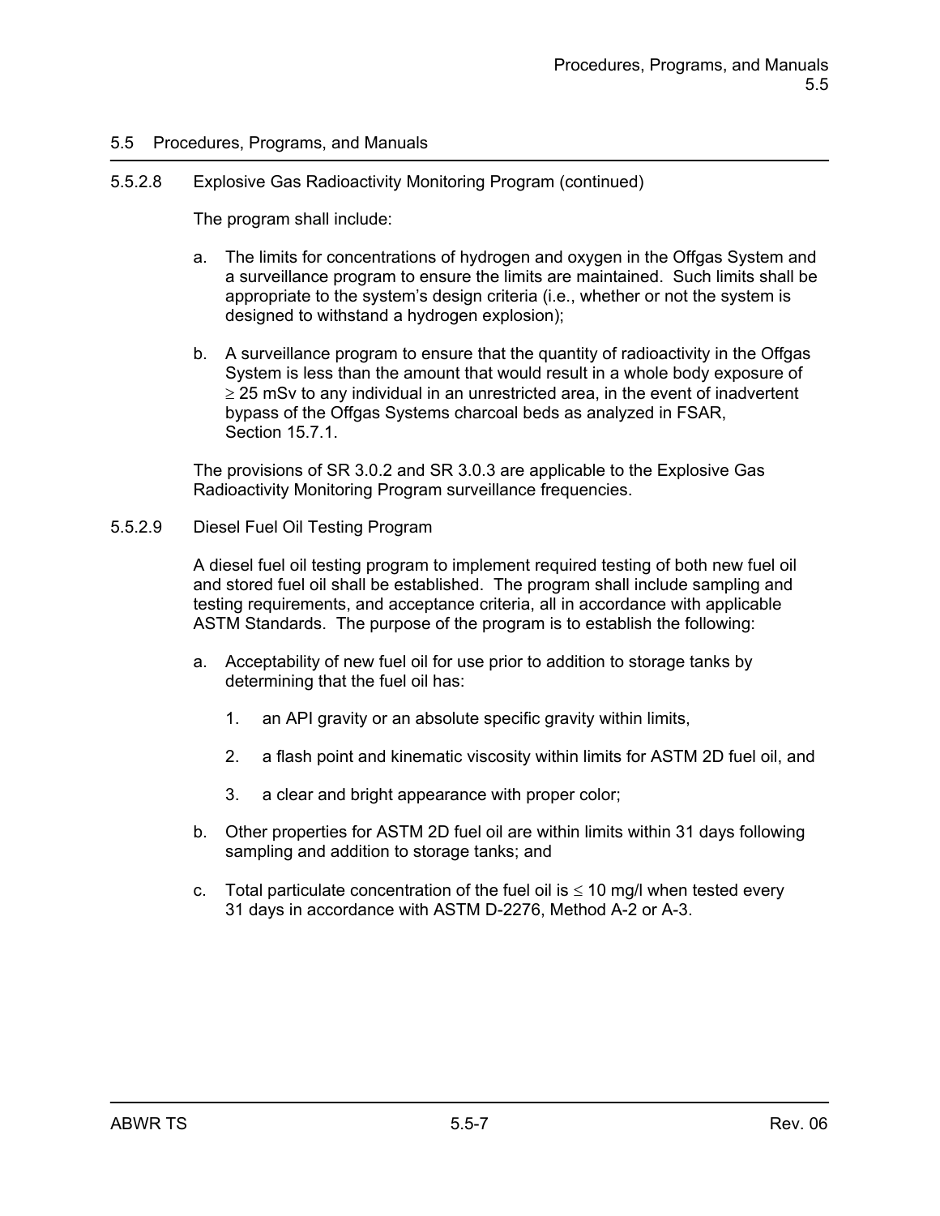## 5.5 Procedures, Programs, and Manuals

### 5.5.2.8 Explosive Gas Radioactivity Monitoring Program (continued)

The program shall include:

a. The limits for concentrations of hydrogen and oxygen in the Offgas System and a surveillance program to ensure the limits are maintained. Such limits shall be appropriate to the system's design criteria (i.e., whether or not the system is designed to withstand a hydrogen explosion);

b. A surveillance program to ensure that the quantity of radioactivity in the Offgas System is less than the amount that would result in a whole body exposure of $\geq$ 25 mSv to any individual in an unrestricted area, in the event of inadvertent bypass of the Offgas Systems charcoal beds as analyzed in FSAR, Section 15.7.1.

The provisions of SR 3.0.2 and SR 3.0.3 are applicable to the Explosive Gas Radioactivity Monitoring Program surveillance frequencies.

### 5.5.2.9 Diesel Fuel Oil Testing Program

A diesel fuel oil testing program to implement required testing of both new fuel oil and stored fuel oil shall be established. The program shall include sampling and testing requirements, and acceptance criteria, all in accordance with applicable ASTM Standards. The purpose of the program is to establish the following:

a. Acceptability of new fuel oil for use prior to addition to storage tanks by determining that the fuel oil has:

   1. an API gravity or an absolute specific gravity within limits,

   2. a flash point and kinematic viscosity within limits for ASTM 2D fuel oil, and

   3. a clear and bright appearance with proper color;

b. Other properties for ASTM 2D fuel oil are within limits within 31 days following sampling and addition to storage tanks; and

c. Total particulate concentration of the fuel oil is $\leq$ 10 mg/l when tested every 31 days in accordance with ASTM D-2276, Method A-2 or A-3.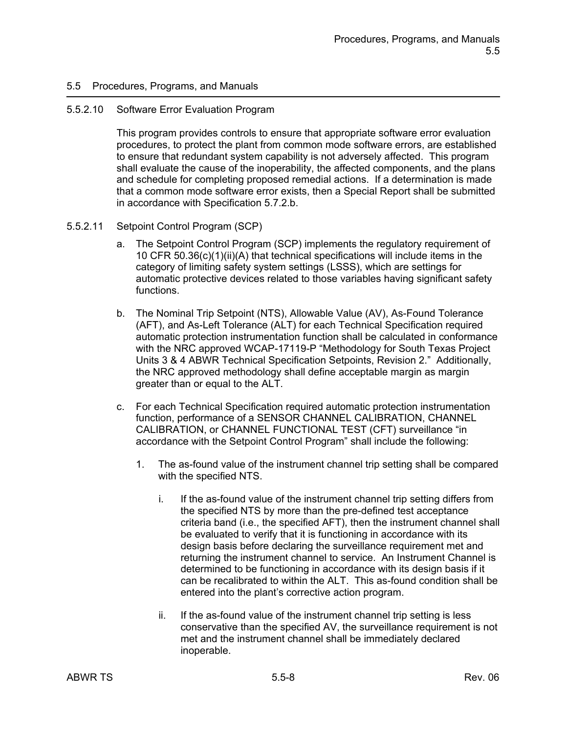## 5.5 Procedures, Programs, and Manuals

### 5.5.2.10 Software Error Evaluation Program

This program provides controls to ensure that appropriate software error evaluation procedures, to protect the plant from common mode software errors, are established to ensure that redundant system capability is not adversely affected. This program shall evaluate the cause of the inoperability, the affected components, and the plans and schedule for completing proposed remedial actions. If a determination is made that a common mode software error exists, then a Special Report shall be submitted in accordance with Specification 5.7.2.b.

### 5.5.2.11 Setpoint Control Program (SCP)

a. The Setpoint Control Program (SCP) implements the regulatory requirement of 10 CFR 50.36(c)(1)(ii)(A) that technical specifications will include items in the category of limiting safety system settings (LSSS), which are settings for automatic protective devices related to those variables having significant safety functions.

b. The Nominal Trip Setpoint (NTS), Allowable Value (AV), As-Found Tolerance (AFT), and As-Left Tolerance (ALT) for each Technical Specification required automatic protection instrumentation function shall be calculated in conformance with the NRC approved WCAP-17119-P "Methodology for South Texas Project Units 3 & 4 ABWR Technical Specification Setpoints, Revision 2." Additionally, the NRC approved methodology shall define acceptable margin as margin greater than or equal to the ALT.

c. For each Technical Specification required automatic protection instrumentation function, performance of a SENSOR CHANNEL CALIBRATION, CHANNEL CALIBRATION, or CHANNEL FUNCTIONAL TEST (CFT) surveillance "in accordance with the Setpoint Control Program" shall include the following:

   1. The as-found value of the instrument channel trip setting shall be compared with the specified NTS.

      i. If the as-found value of the instrument channel trip setting differs from the specified NTS by more than the pre-defined test acceptance criteria band (i.e., the specified AFT), then the instrument channel shall be evaluated to verify that it is functioning in accordance with its design basis before declaring the surveillance requirement met and returning the instrument channel to service. An Instrument Channel is determined to be functioning in accordance with its design basis if it can be recalibrated to within the ALT. This as-found condition shall be entered into the plant's corrective action program.

      ii. If the as-found value of the instrument channel trip setting is less conservative than the specified AV, the surveillance requirement is not met and the instrument channel shall be immediately declared inoperable.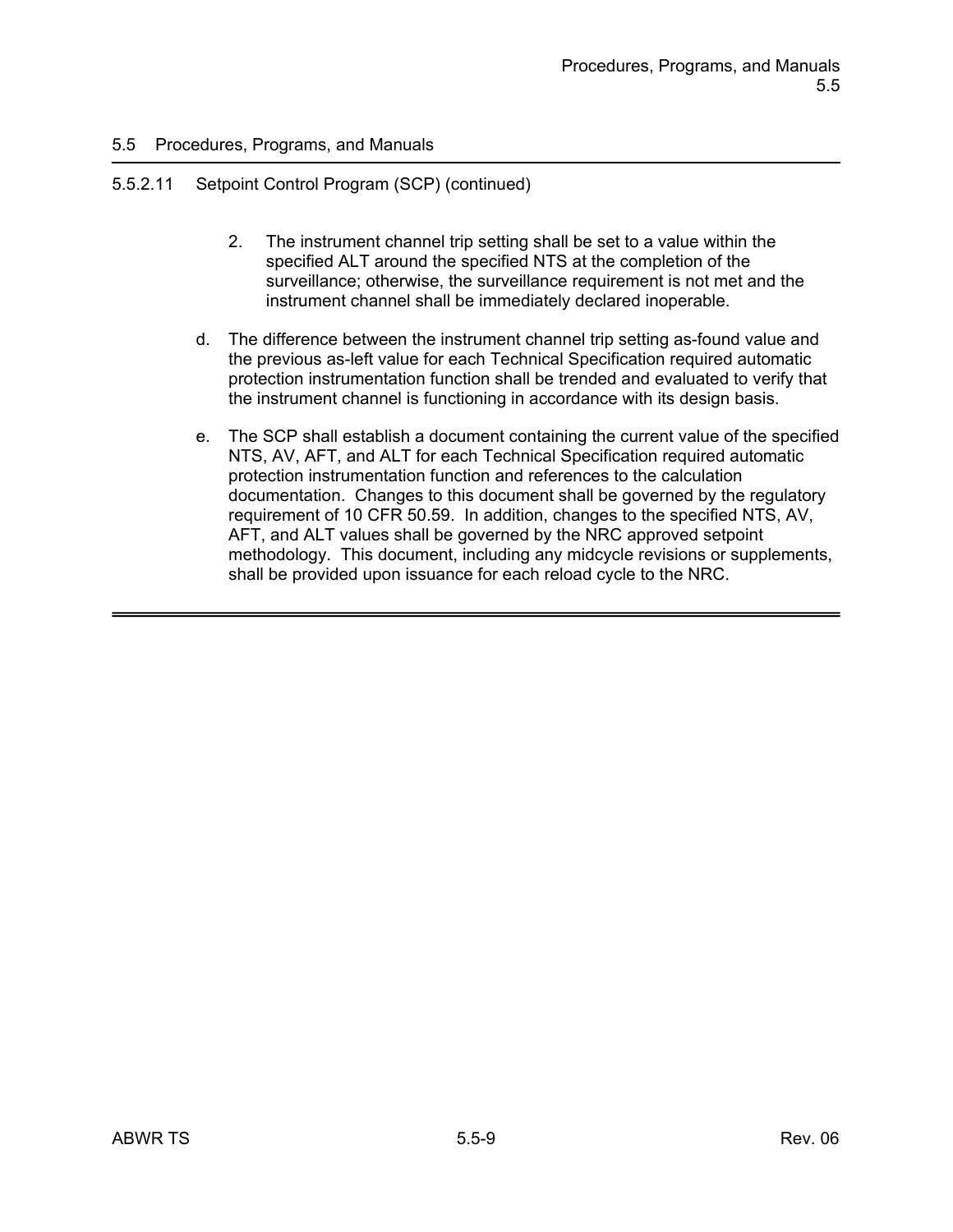## 5.5 Procedures, Programs, and Manuals

5.5.2.11 Setpoint Control Program (SCP) (continued)

2. The instrument channel trip setting shall be set to a value within the specified ALT around the specified NTS at the completion of the surveillance; otherwise, the surveillance requirement is not met and the instrument channel shall be immediately declared inoperable.

d. The difference between the instrument channel trip setting as-found value and the previous as-left value for each Technical Specification required automatic protection instrumentation function shall be trended and evaluated to verify that the instrument channel is functioning in accordance with its design basis.

e. The SCP shall establish a document containing the current value of the specified NTS, AV, AFT, and ALT for each Technical Specification required automatic protection instrumentation function and references to the calculation documentation. Changes to this document shall be governed by the regulatory requirement of 10 CFR 50.59. In addition, changes to the specified NTS, AV, AFT, and ALT values shall be governed by the NRC approved setpoint methodology. This document, including any midcycle revisions or supplements, shall be provided upon issuance for each reload cycle to the NRC.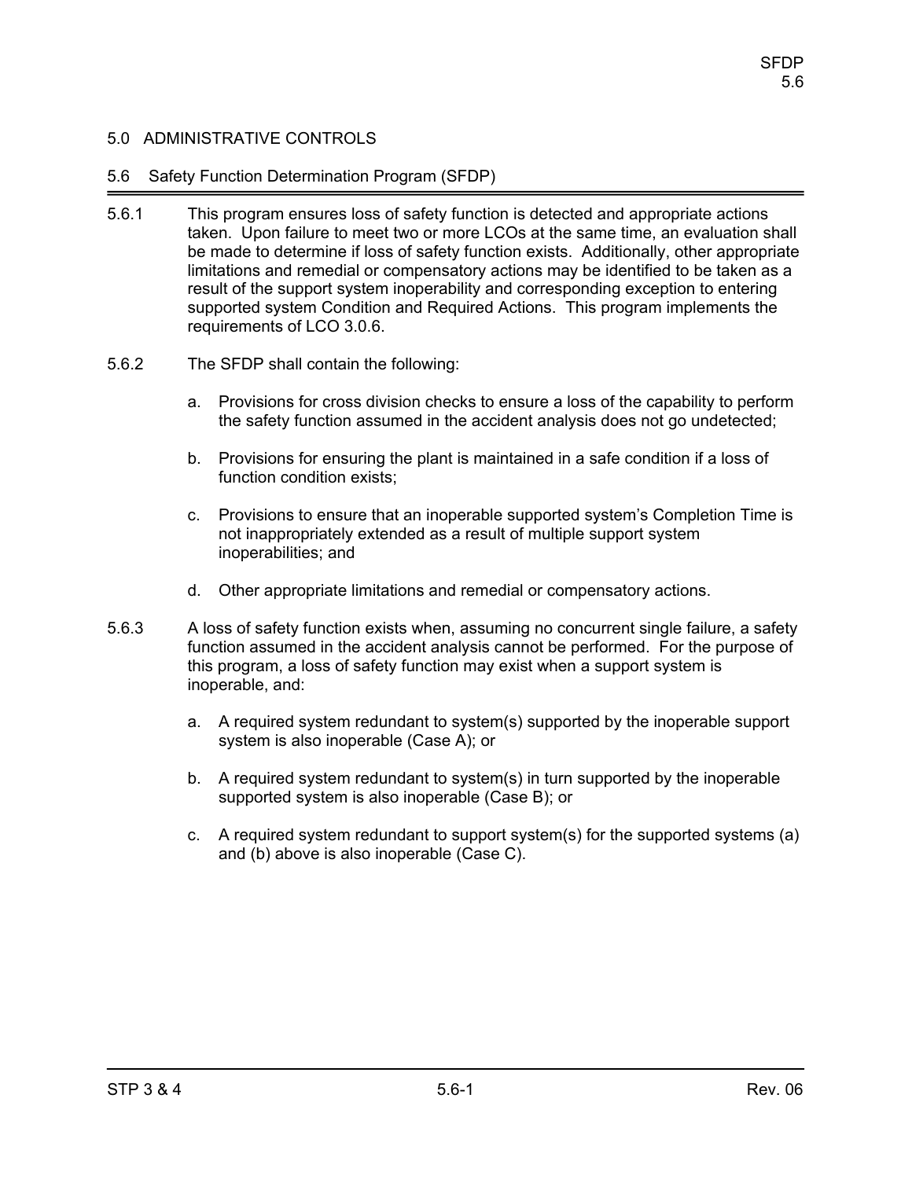## 5.0 ADMINISTRATIVE CONTROLS

### 5.6 Safety Function Determination Program (SFDP)

5.6.1 This program ensures loss of safety function is detected and appropriate actions taken. Upon failure to meet two or more LCOs at the same time, an evaluation shall be made to determine if loss of safety function exists. Additionally, other appropriate limitations and remedial or compensatory actions may be identified to be taken as a result of the support system inoperability and corresponding exception to entering supported system Condition and Required Actions. This program implements the requirements of LCO 3.0.6.

5.6.2 The SFDP shall contain the following:

a. Provisions for cross division checks to ensure a loss of the capability to perform the safety function assumed in the accident analysis does not go undetected;

b. Provisions for ensuring the plant is maintained in a safe condition if a loss of function condition exists;

c. Provisions to ensure that an inoperable supported system's Completion Time is not inappropriately extended as a result of multiple support system inoperabilities; and

d. Other appropriate limitations and remedial or compensatory actions.

5.6.3 A loss of safety function exists when, assuming no concurrent single failure, a safety function assumed in the accident analysis cannot be performed. For the purpose of this program, a loss of safety function may exist when a support system is inoperable, and:

a. A required system redundant to system(s) supported by the inoperable support system is also inoperable (Case A); or

b. A required system redundant to system(s) in turn supported by the inoperable supported system is also inoperable (Case B); or

c. A required system redundant to support system(s) for the supported systems (a) and (b) above is also inoperable (Case C).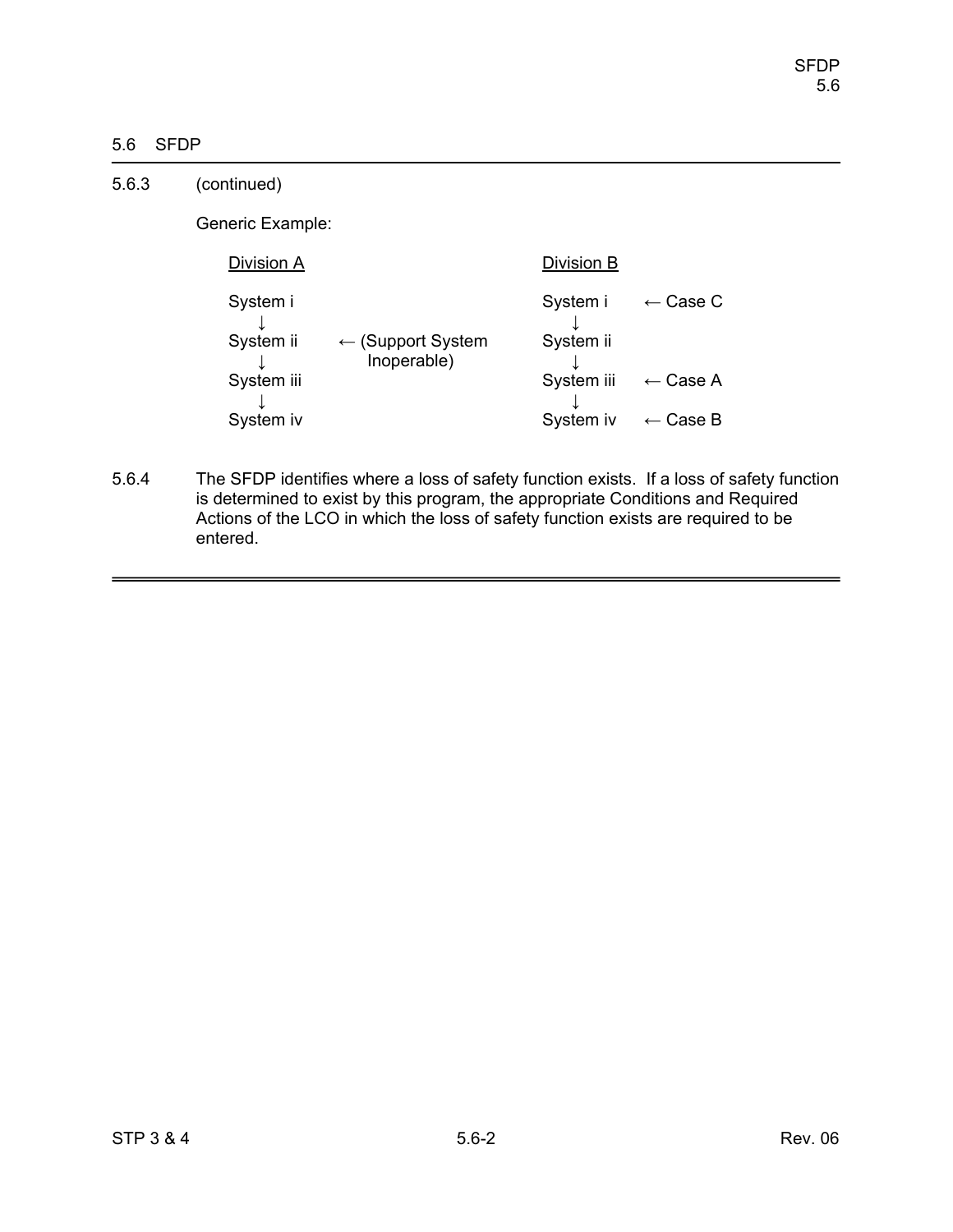## 5.6 SFDP

5.6.3 (continued)

Generic Example:

```
Division A                                    Division B

System i                                      System i     ← Case C
   ↓                                             ↓
System ii     ← (Support System               System ii
   ↓              Inoperable)                    ↓
System iii                                    System iii   ← Case A
   ↓                                             ↓
System iv                                     System iv    ← Case B
```

5.6.4 The SFDP identifies where a loss of safety function exists. If a loss of safety function is determined to exist by this program, the appropriate Conditions and Required Actions of the LCO in which the loss of safety function exists are required to be entered.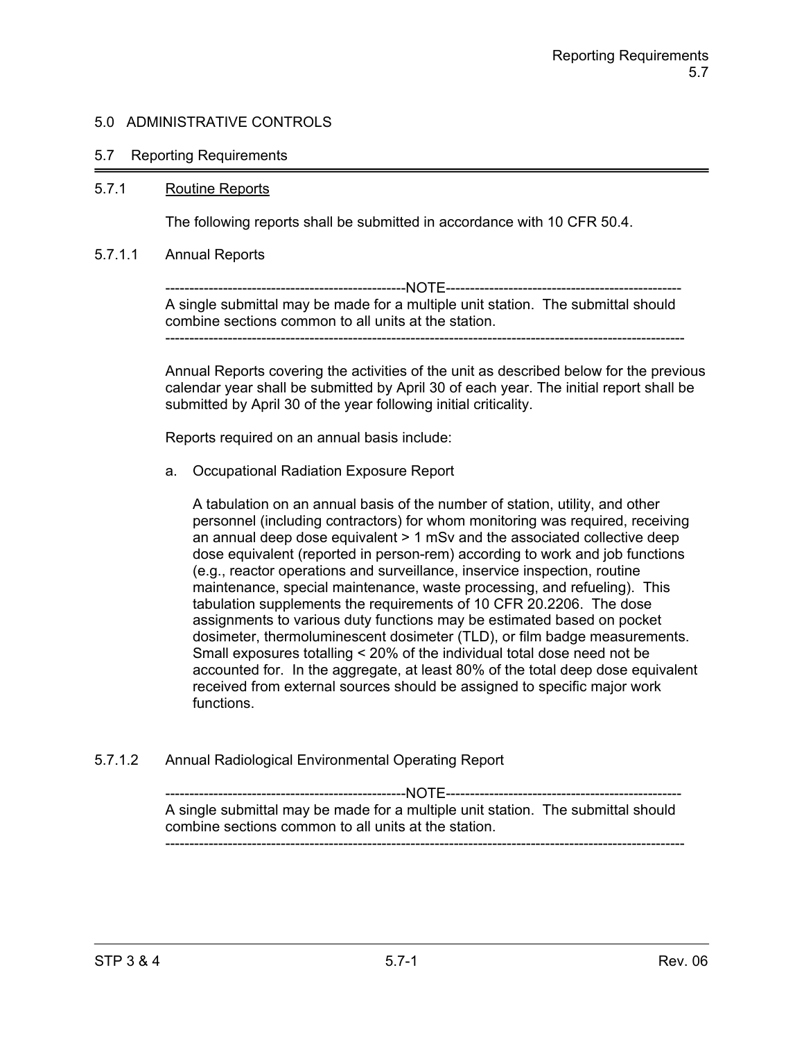## 5.0 ADMINISTRATIVE CONTROLS

### 5.7 Reporting Requirements

5.7.1 Routine Reports

The following reports shall be submitted in accordance with 10 CFR 50.4.

5.7.1.1 Annual Reports

------------------------------------------------NOTE------------------------------------------------

A single submittal may be made for a multiple unit station. The submittal should combine sections common to all units at the station.

----------------------------------------------------------------------------------------------------------

Annual Reports covering the activities of the unit as described below for the previous calendar year shall be submitted by April 30 of each year. The initial report shall be submitted by April 30 of the year following initial criticality.

Reports required on an annual basis include:

a. Occupational Radiation Exposure Report

A tabulation on an annual basis of the number of station, utility, and other personnel (including contractors) for whom monitoring was required, receiving an annual deep dose equivalent > 1 mSv and the associated collective deep dose equivalent (reported in person-rem) according to work and job functions (e.g., reactor operations and surveillance, inservice inspection, routine maintenance, special maintenance, waste processing, and refueling). This tabulation supplements the requirements of 10 CFR 20.2206. The dose assignments to various duty functions may be estimated based on pocket dosimeter, thermoluminescent dosimeter (TLD), or film badge measurements. Small exposures totalling < 20% of the individual total dose need not be accounted for. In the aggregate, at least 80% of the total deep dose equivalent received from external sources should be assigned to specific major work functions.

5.7.1.2 Annual Radiological Environmental Operating Report

------------------------------------------------NOTE------------------------------------------------

A single submittal may be made for a multiple unit station. The submittal should combine sections common to all units at the station.

----------------------------------------------------------------------------------------------------------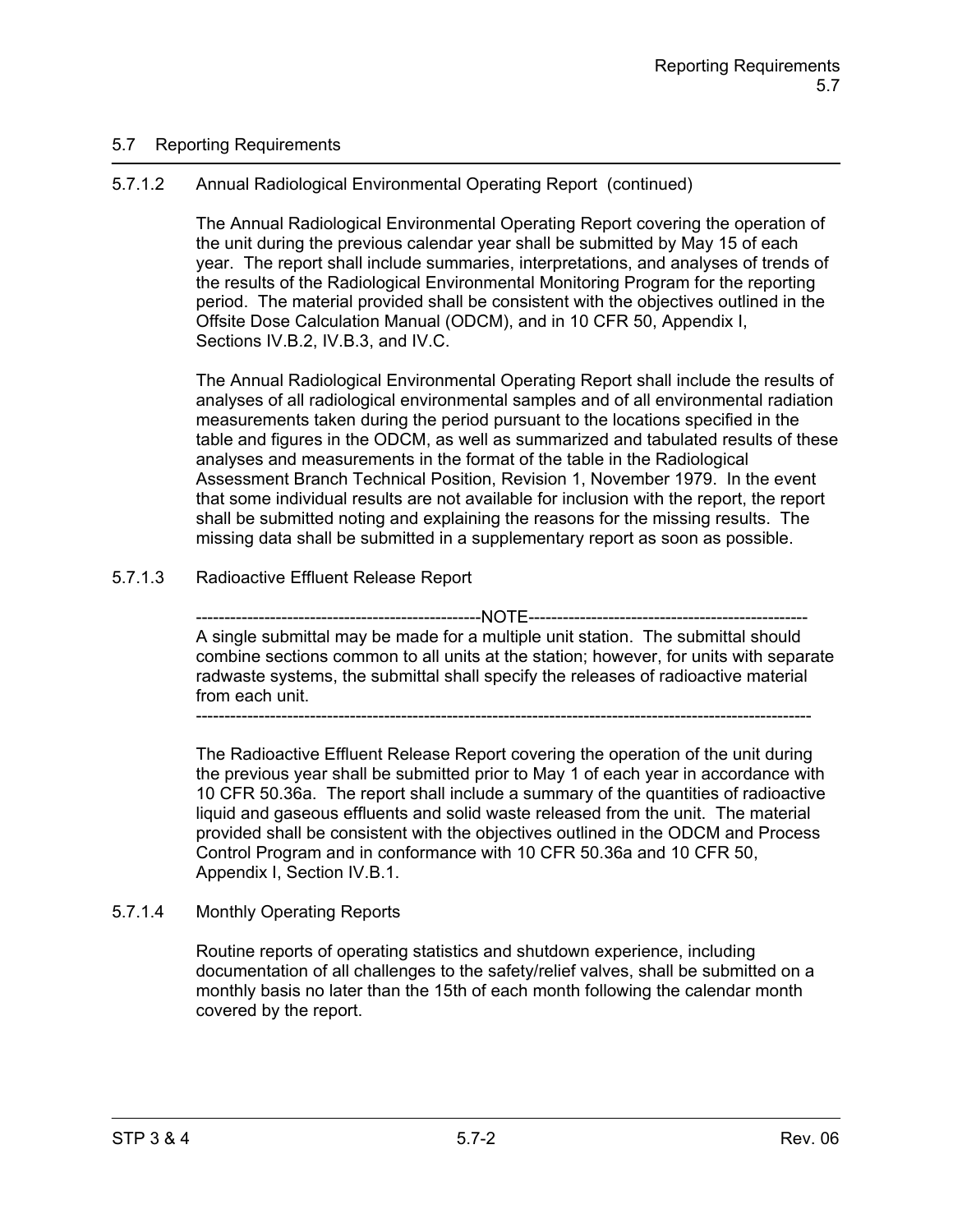## 5.7 Reporting Requirements

### 5.7.1.2 Annual Radiological Environmental Operating Report (continued)

The Annual Radiological Environmental Operating Report covering the operation of the unit during the previous calendar year shall be submitted by May 15 of each year. The report shall include summaries, interpretations, and analyses of trends of the results of the Radiological Environmental Monitoring Program for the reporting period. The material provided shall be consistent with the objectives outlined in the Offsite Dose Calculation Manual (ODCM), and in 10 CFR 50, Appendix I, Sections IV.B.2, IV.B.3, and IV.C.

The Annual Radiological Environmental Operating Report shall include the results of analyses of all radiological environmental samples and of all environmental radiation measurements taken during the period pursuant to the locations specified in the table and figures in the ODCM, as well as summarized and tabulated results of these analyses and measurements in the format of the table in the Radiological Assessment Branch Technical Position, Revision 1, November 1979. In the event that some individual results are not available for inclusion with the report, the report shall be submitted noting and explaining the reasons for the missing results. The missing data shall be submitted in a supplementary report as soon as possible.

### 5.7.1.3 Radioactive Effluent Release Report

-------------------------------------------------NOTE-------------------------------------------------

A single submittal may be made for a multiple unit station. The submittal should combine sections common to all units at the station; however, for units with separate radwaste systems, the submittal shall specify the releases of radioactive material from each unit.

-----------------------------------------------------------------------------------------------------------

The Radioactive Effluent Release Report covering the operation of the unit during the previous year shall be submitted prior to May 1 of each year in accordance with 10 CFR 50.36a. The report shall include a summary of the quantities of radioactive liquid and gaseous effluents and solid waste released from the unit. The material provided shall be consistent with the objectives outlined in the ODCM and Process Control Program and in conformance with 10 CFR 50.36a and 10 CFR 50, Appendix I, Section IV.B.1.

### 5.7.1.4 Monthly Operating Reports

Routine reports of operating statistics and shutdown experience, including documentation of all challenges to the safety/relief valves, shall be submitted on a monthly basis no later than the 15th of each month following the calendar month covered by the report.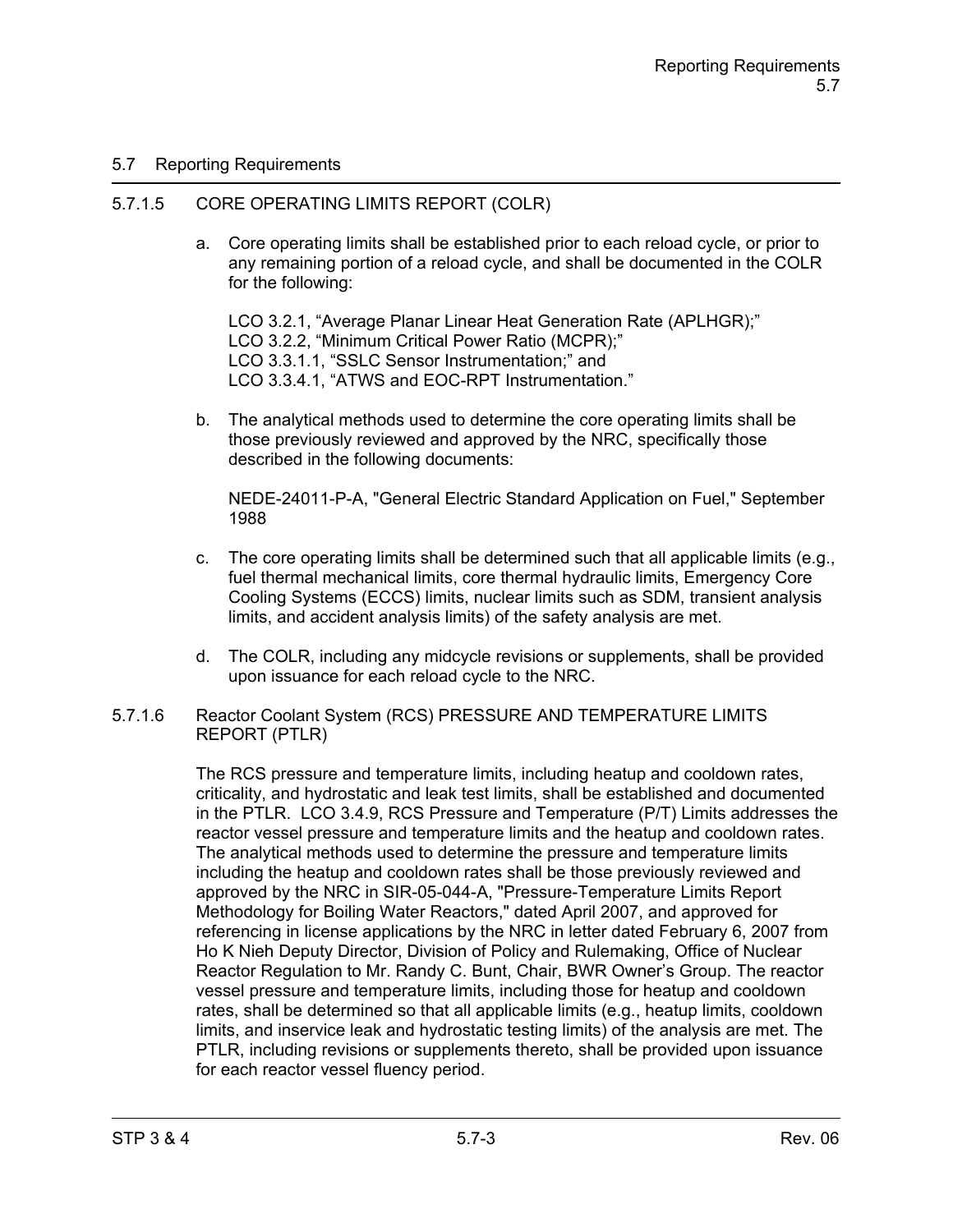## 5.7 Reporting Requirements

### 5.7.1.5 CORE OPERATING LIMITS REPORT (COLR)

a. Core operating limits shall be established prior to each reload cycle, or prior to any remaining portion of a reload cycle, and shall be documented in the COLR for the following:

   LCO 3.2.1, “Average Planar Linear Heat Generation Rate (APLHGR);”
   LCO 3.2.2, “Minimum Critical Power Ratio (MCPR);”
   LCO 3.3.1.1, “SSLC Sensor Instrumentation;” and
   LCO 3.3.4.1, “ATWS and EOC-RPT Instrumentation.”

b. The analytical methods used to determine the core operating limits shall be those previously reviewed and approved by the NRC, specifically those described in the following documents:

   NEDE-24011-P-A, "General Electric Standard Application on Fuel," September 1988

c. The core operating limits shall be determined such that all applicable limits (e.g., fuel thermal mechanical limits, core thermal hydraulic limits, Emergency Core Cooling Systems (ECCS) limits, nuclear limits such as SDM, transient analysis limits, and accident analysis limits) of the safety analysis are met.

d. The COLR, including any midcycle revisions or supplements, shall be provided upon issuance for each reload cycle to the NRC.

### 5.7.1.6 Reactor Coolant System (RCS) PRESSURE AND TEMPERATURE LIMITS REPORT (PTLR)

The RCS pressure and temperature limits, including heatup and cooldown rates, criticality, and hydrostatic and leak test limits, shall be established and documented in the PTLR. LCO 3.4.9, RCS Pressure and Temperature (P/T) Limits addresses the reactor vessel pressure and temperature limits and the heatup and cooldown rates. The analytical methods used to determine the pressure and temperature limits including the heatup and cooldown rates shall be those previously reviewed and approved by the NRC in SIR-05-044-A, "Pressure-Temperature Limits Report Methodology for Boiling Water Reactors," dated April 2007, and approved for referencing in license applications by the NRC in letter dated February 6, 2007 from Ho K Nieh Deputy Director, Division of Policy and Rulemaking, Office of Nuclear Reactor Regulation to Mr. Randy C. Bunt, Chair, BWR Owner’s Group. The reactor vessel pressure and temperature limits, including those for heatup and cooldown rates, shall be determined so that all applicable limits (e.g., heatup limits, cooldown limits, and inservice leak and hydrostatic testing limits) of the analysis are met. The PTLR, including revisions or supplements thereto, shall be provided upon issuance for each reactor vessel fluency period.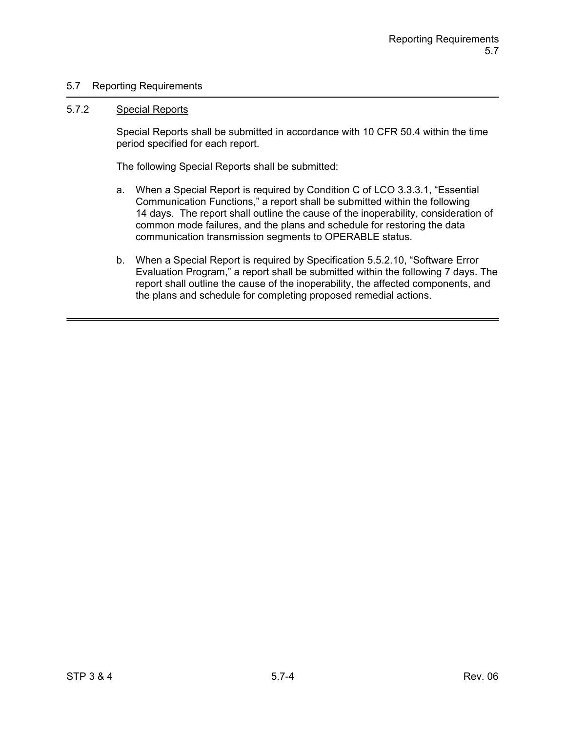## 5.7 Reporting Requirements

### 5.7.2 Special Reports

Special Reports shall be submitted in accordance with 10 CFR 50.4 within the time period specified for each report.

The following Special Reports shall be submitted:

a. When a Special Report is required by Condition C of LCO 3.3.3.1, "Essential Communication Functions," a report shall be submitted within the following 14 days. The report shall outline the cause of the inoperability, consideration of common mode failures, and the plans and schedule for restoring the data communication transmission segments to OPERABLE status.

b. When a Special Report is required by Specification 5.5.2.10, "Software Error Evaluation Program," a report shall be submitted within the following 7 days. The report shall outline the cause of the inoperability, the affected components, and the plans and schedule for completing proposed remedial actions.